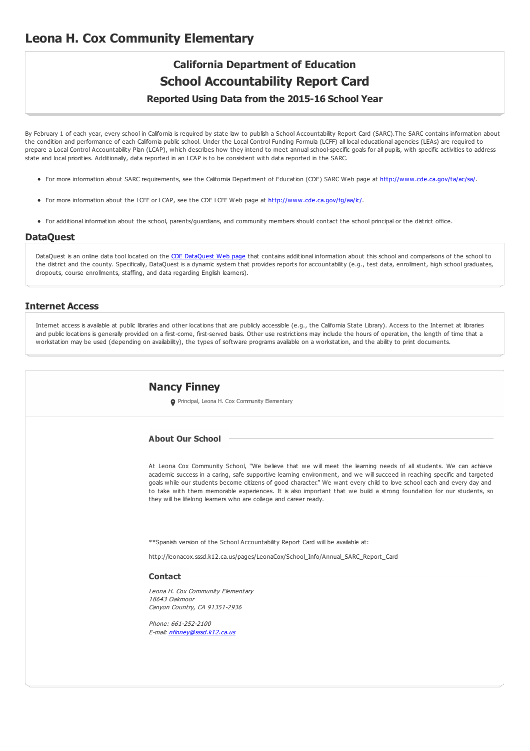# Leona H. Cox Community Elementary

## California Department of Education
## School Accountability Report Card
### Reported Using Data from the 2015-16 School Year

By February 1 of each year, every school in California is required by state law to publish a School Accountability Report Card (SARC).The SARC contains information about the condition and performance of each California public school. Under the Local Control Funding Formula (LCFF) all local educational agencies (LEAs) are required to prepare a Local Control Accountability Plan (LCAP), which describes how they intend to meet annual school-specific goals for all pupils, with specific activities to address state and local priorities. Additionally, data reported in an LCAP is to be consistent with data reported in the SARC.

- For more information about SARC requirements, see the California Department of Education (CDE) SARC Web page at http://www.cde.ca.gov/ta/ac/sa/.
- For more information about the LCFF or LCAP, see the CDE LCFF Web page at http://www.cde.ca.gov/fg/aa/lc/.
- For additional information about the school, parents/guardians, and community members should contact the school principal or the district office.

## DataQuest

DataQuest is an online data tool located on the CDE DataQuest Web page that contains additional information about this school and comparisons of the school to the district and the county. Specifically, DataQuest is a dynamic system that provides reports for accountability (e.g., test data, enrollment, high school graduates, dropouts, course enrollments, staffing, and data regarding English learners).

## Internet Access

Internet access is available at public libraries and other locations that are publicly accessible (e.g., the California State Library). Access to the Internet at libraries and public locations is generally provided on a first-come, first-served basis. Other use restrictions may include the hours of operation, the length of time that a workstation may be used (depending on availability), the types of software programs available on a workstation, and the ability to print documents.

## Nancy Finney

Principal, Leona H. Cox Community Elementary

### About Our School

At Leona Cox Community School, "We believe that we will meet the learning needs of all students. We can achieve academic success in a caring, safe supportive learning environment, and we will succeed in reaching specific and targeted goals while our students become citizens of good character." We want every child to love school each and every day and to take with them memorable experiences. It is also important that we build a strong foundation for our students, so they will be lifelong learners who are college and career ready.

**Spanish version of the School Accountability Report Card will be available at:

http://leonacox.sssd.k12.ca.us/pages/LeonaCox/School_Info/Annual_SARC_Report_Card

### Contact

*Leona H. Cox Community Elementary*
*18643 Oakmoor*
*Canyon Country, CA 91351-2936*

*Phone: 661-252-2100*
*E-mail: nfinney@sssd.k12.ca.us*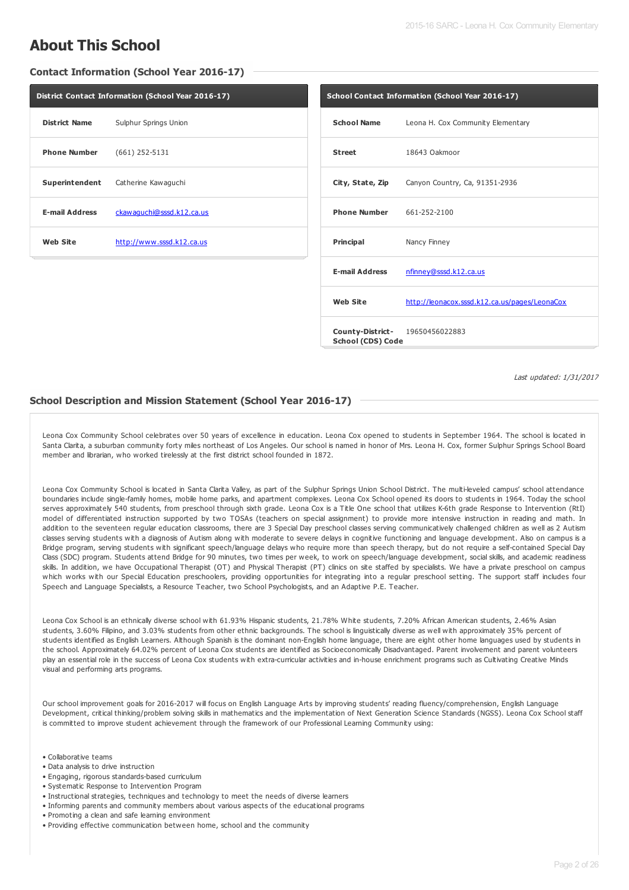# About This School

## Contact Information (School Year 2016-17)

| District Contact Information (School Year 2016-17) | |
|---|---|
| **District Name** | Sulphur Springs Union |
| **Phone Number** | (661) 252-5131 |
| **Superintendent** | Catherine Kawaguchi |
| **E-mail Address** | ckawaguchi@sssd.k12.ca.us |
| **Web Site** | http://www.sssd.k12.ca.us |

| School Contact Information (School Year 2016-17) | |
|---|---|
| **School Name** | Leona H. Cox Community Elementary |
| **Street** | 18643 Oakmoor |
| **City, State, Zip** | Canyon Country, Ca, 91351-2936 |
| **Phone Number** | 661-252-2100 |
| **Principal** | Nancy Finney |
| **E-mail Address** | nfinney@sssd.k12.ca.us |
| **Web Site** | http://leonacox.sssd.k12.ca.us/pages/LeonaCox |
| **County-District-School (CDS) Code** | 19650456022883 |

*Last updated: 1/31/2017*

## School Description and Mission Statement (School Year 2016-17)

Leona Cox Community School celebrates over 50 years of excellence in education. Leona Cox opened to students in September 1964. The school is located in Santa Clarita, a suburban community forty miles northeast of Los Angeles. Our school is named in honor of Mrs. Leona H. Cox, former Sulphur Springs School Board member and librarian, who worked tirelessly at the first district school founded in 1872.

Leona Cox Community School is located in Santa Clarita Valley, as part of the Sulphur Springs Union School District. The multi-leveled campus' school attendance boundaries include single-family homes, mobile home parks, and apartment complexes. Leona Cox School opened its doors to students in 1964. Today the school serves approximately 540 students, from preschool through sixth grade. Leona Cox is a Title One school that utilizes K-6th grade Response to Intervention (RtI) model of differentiated instruction supported by two TOSAs (teachers on special assignment) to provide more intensive instruction in reading and math. In addition to the seventeen regular education classrooms, there are 3 Special Day preschool classes serving communicatively challenged children as well as 2 Autism classes serving students with a diagnosis of Autism along with moderate to severe delays in cognitive functioning and language development. Also on campus is a Bridge program, serving students with significant speech/language delays who require more than speech therapy, but do not require a self-contained Special Day Class (SDC) program. Students attend Bridge for 90 minutes, two times per week, to work on speech/language development, social skills, and academic readiness skills. In addition, we have Occupational Therapist (OT) and Physical Therapist (PT) clinics on site staffed by specialists. We have a private preschool on campus which works with our Special Education preschoolers, providing opportunities for integrating into a regular preschool setting. The support staff includes four Speech and Language Specialists, a Resource Teacher, two School Psychologists, and an Adaptive P.E. Teacher.

Leona Cox School is an ethnically diverse school with 61.93% Hispanic students, 21.78% White students, 7.20% African American students, 2.46% Asian students, 3.60% Filipino, and 3.03% students from other ethnic backgrounds. The school is linguistically diverse as well with approximately 35% percent of students identified as English Learners. Although Spanish is the dominant non-English home language, there are eight other home languages used by students in the school. Approximately 64.02% percent of Leona Cox students are identified as Socioeconomically Disadvantaged. Parent involvement and parent volunteers play an essential role in the success of Leona Cox students with extra-curricular activities and in-house enrichment programs such as Cultivating Creative Minds visual and performing arts programs.

Our school improvement goals for 2016-2017 will focus on English Language Arts by improving students' reading fluency/comprehension, English Language Development, critical thinking/problem solving skills in mathematics and the implementation of Next Generation Science Standards (NGSS). Leona Cox School staff is committed to improve student achievement through the framework of our Professional Learning Community using:

- Collaborative teams
- Data analysis to drive instruction
- Engaging, rigorous standards-based curriculum
- Systematic Response to Intervention Program
- Instructional strategies, techniques and technology to meet the needs of diverse learners
- Informing parents and community members about various aspects of the educational programs
- Promoting a clean and safe learning environment
- Providing effective communication between home, school and the community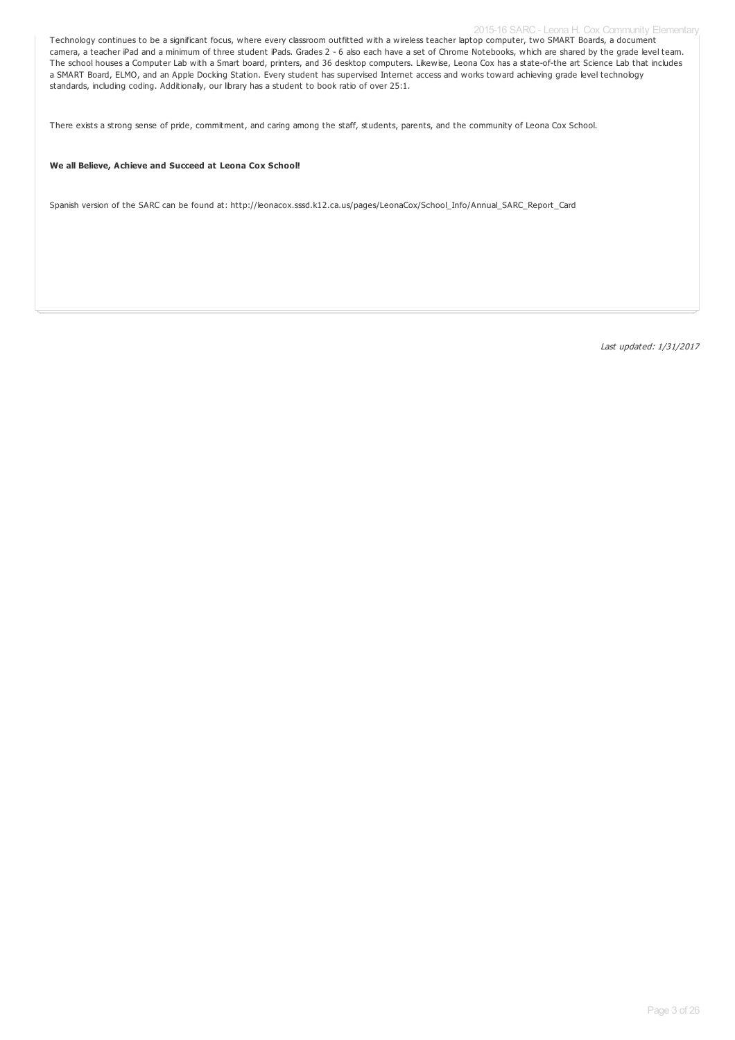Technology continues to be a significant focus, where every classroom outfitted with a wireless teacher laptop computer, two SMART Boards, a document camera, a teacher iPad and a minimum of three student iPads. Grades 2 - 6 also each have a set of Chrome Notebooks, which are shared by the grade level team. The school houses a Computer Lab with a Smart board, printers, and 36 desktop computers. Likewise, Leona Cox has a state-of-the art Science Lab that includes a SMART Board, ELMO, and an Apple Docking Station. Every student has supervised Internet access and works toward achieving grade level technology standards, including coding. Additionally, our library has a student to book ratio of over 25:1.

There exists a strong sense of pride, commitment, and caring among the staff, students, parents, and the community of Leona Cox School.

**We all Believe, Achieve and Succeed at Leona Cox School!**

Spanish version of the SARC can be found at: http://leonacox.sssd.k12.ca.us/pages/LeonaCox/School_Info/Annual_SARC_Report_Card

*Last updated: 1/31/2017*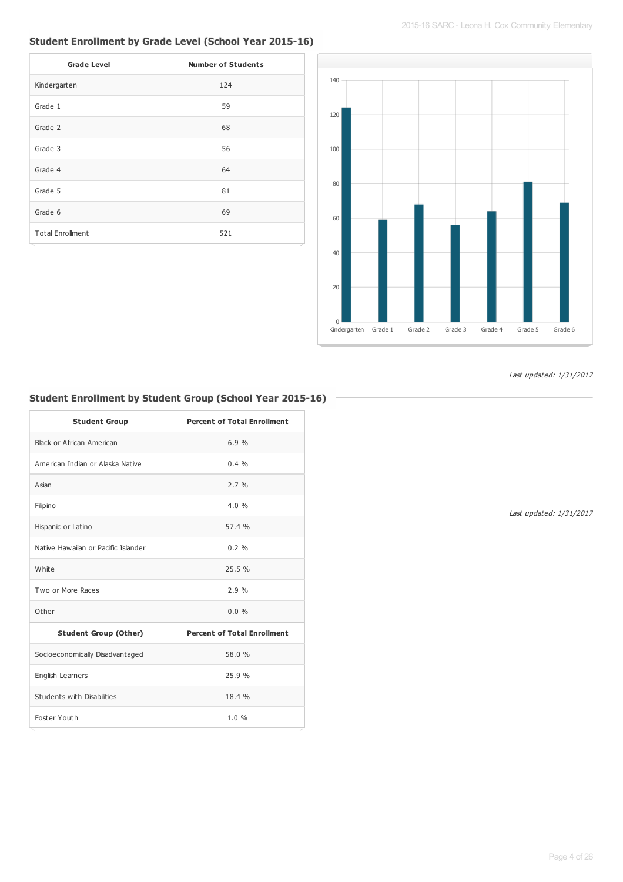## Student Enrollment by Grade Level (School Year 2015-16)

| Grade Level | Number of Students |
|---|---|
| Kindergarten | 124 |
| Grade 1 | 59 |
| Grade 2 | 68 |
| Grade 3 | 56 |
| Grade 4 | 64 |
| Grade 5 | 81 |
| Grade 6 | 69 |
| Total Enrollment | 521 |

*Last updated: 1/31/2017*

## Student Enrollment by Student Group (School Year 2015-16)

| Student Group | Percent of Total Enrollment |
|---|---|
| Black or African American | 6.9 % |
| American Indian or Alaska Native | 0.4 % |
| Asian | 2.7 % |
| Filipino | 4.0 % |
| Hispanic or Latino | 57.4 % |
| Native Hawaiian or Pacific Islander | 0.2 % |
| White | 25.5 % |
| Two or More Races | 2.9 % |
| Other | 0.0 % |
| **Student Group (Other)** | **Percent of Total Enrollment** |
| Socioeconomically Disadvantaged | 58.0 % |
| English Learners | 25.9 % |
| Students with Disabilities | 18.4 % |
| Foster Youth | 1.0 % |

*Last updated: 1/31/2017*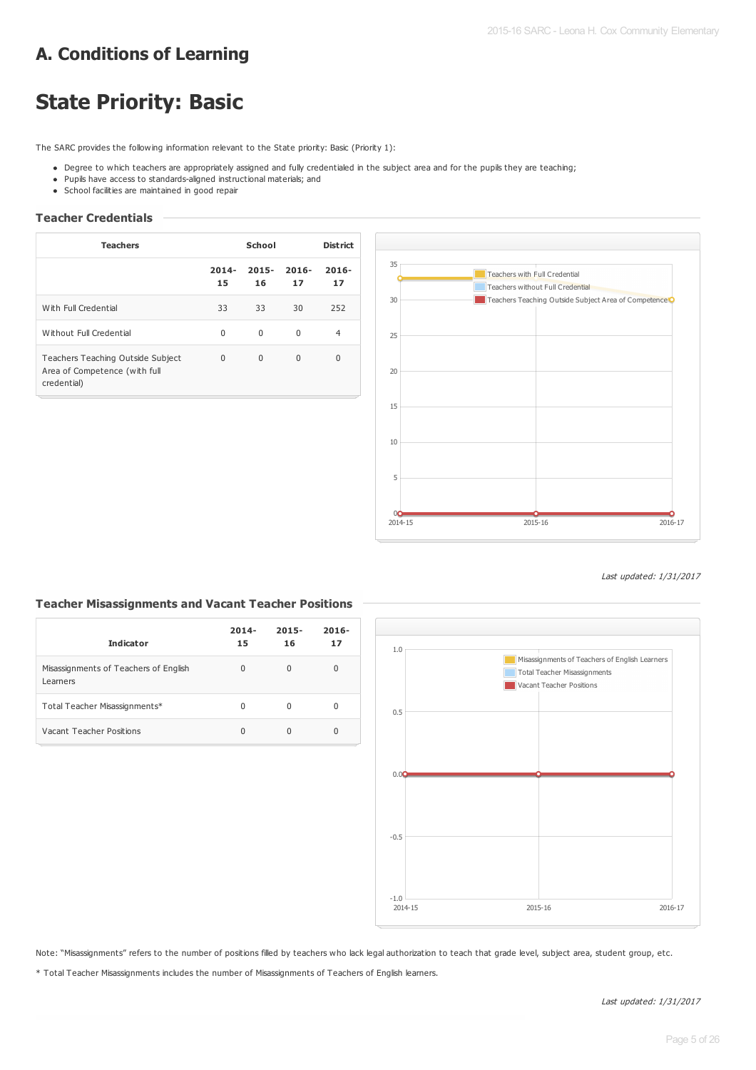# A. Conditions of Learning

# State Priority: Basic

The SARC provides the following information relevant to the State priority: Basic (Priority 1):

- Degree to which teachers are appropriately assigned and fully credentialed in the subject area and for the pupils they are teaching;
- Pupils have access to standards-aligned instructional materials; and
- School facilities are maintained in good repair

### Teacher Credentials

| Teachers | School | | | District |
|---|---|---|---|---|
| | 2014-15 | 2015-16 | 2016-17 | 2016-17 |
| With Full Credential | 33 | 33 | 30 | 252 |
| Without Full Credential | 0 | 0 | 0 | 4 |
| Teachers Teaching Outside Subject Area of Competence (with full credential) | 0 | 0 | 0 | 0 |

*Last updated: 1/31/2017*

### Teacher Misassignments and Vacant Teacher Positions

| Indicator | 2014-15 | 2015-16 | 2016-17 |
|---|---|---|---|
| Misassignments of Teachers of English Learners | 0 | 0 | 0 |
| Total Teacher Misassignments* | 0 | 0 | 0 |
| Vacant Teacher Positions | 0 | 0 | 0 |

Note: "Misassignments" refers to the number of positions filled by teachers who lack legal authorization to teach that grade level, subject area, student group, etc.

* Total Teacher Misassignments includes the number of Misassignments of Teachers of English learners.

*Last updated: 1/31/2017*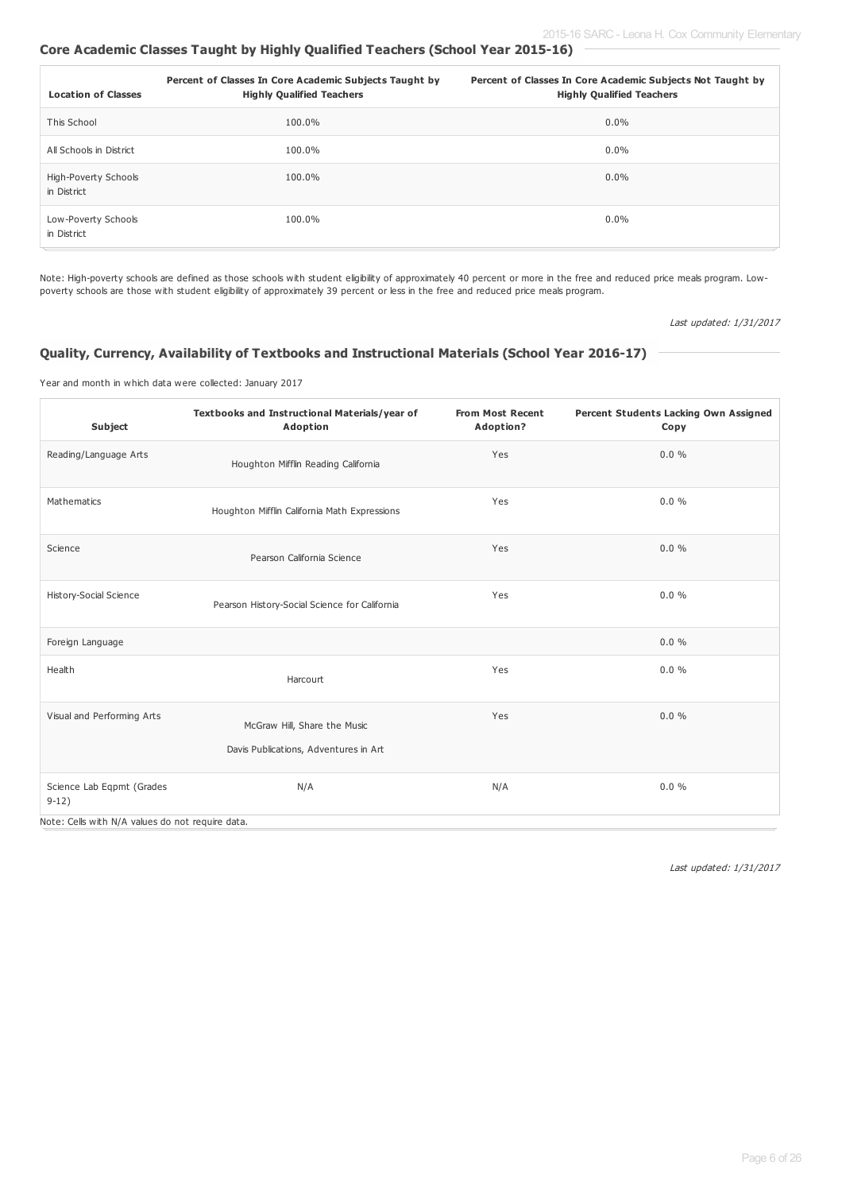## Core Academic Classes Taught by Highly Qualified Teachers (School Year 2015-16)

| Location of Classes | Percent of Classes In Core Academic Subjects Taught by Highly Qualified Teachers | Percent of Classes In Core Academic Subjects Not Taught by Highly Qualified Teachers |
|---|---|---|
| This School | 100.0% | 0.0% |
| All Schools in District | 100.0% | 0.0% |
| High-Poverty Schools in District | 100.0% | 0.0% |
| Low-Poverty Schools in District | 100.0% | 0.0% |

Note: High-poverty schools are defined as those schools with student eligibility of approximately 40 percent or more in the free and reduced price meals program. Low-poverty schools are those with student eligibility of approximately 39 percent or less in the free and reduced price meals program.

*Last updated: 1/31/2017*

## Quality, Currency, Availability of Textbooks and Instructional Materials (School Year 2016-17)

Year and month in which data were collected: January 2017

| Subject | Textbooks and Instructional Materials/year of Adoption | From Most Recent Adoption? | Percent Students Lacking Own Assigned Copy |
|---|---|---|---|
| Reading/Language Arts | Houghton Mifflin Reading California | Yes | 0.0 % |
| Mathematics | Houghton Mifflin California Math Expressions | Yes | 0.0 % |
| Science | Pearson California Science | Yes | 0.0 % |
| History-Social Science | Pearson History-Social Science for California | Yes | 0.0 % |
| Foreign Language | | | 0.0 % |
| Health | Harcourt | Yes | 0.0 % |
| Visual and Performing Arts | McGraw Hill, Share the Music<br>Davis Publications, Adventures in Art | Yes | 0.0 % |
| Science Lab Eqpmt (Grades 9-12) | N/A | N/A | 0.0 % |

Note: Cells with N/A values do not require data.

*Last updated: 1/31/2017*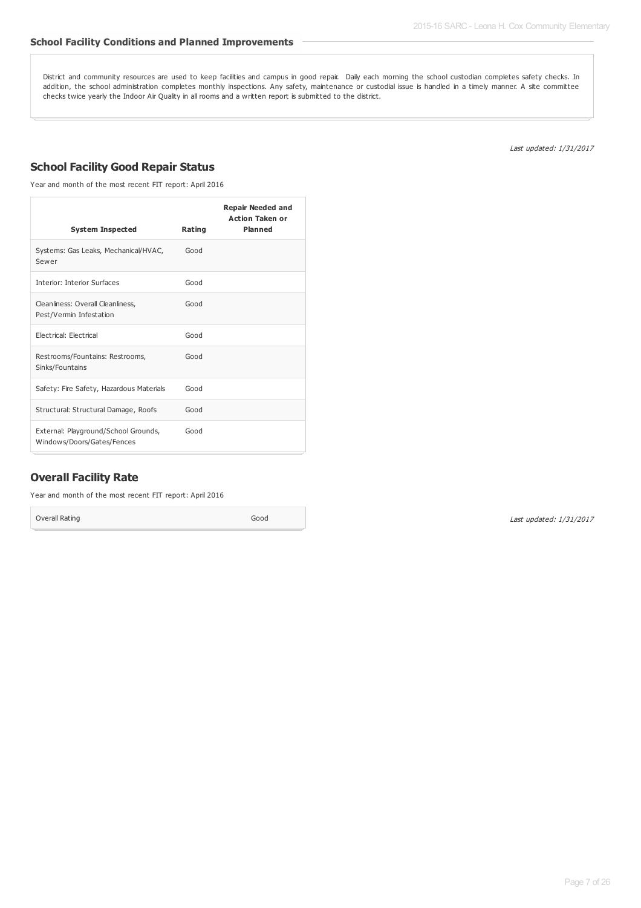### School Facility Conditions and Planned Improvements

District and community resources are used to keep facilities and campus in good repair. Daily each morning the school custodian completes safety checks. In addition, the school administration completes monthly inspections. Any safety, maintenance or custodial issue is handled in a timely manner. A site committee checks twice yearly the Indoor Air Quality in all rooms and a written report is submitted to the district.

*Last updated: 1/31/2017*

## School Facility Good Repair Status

Year and month of the most recent FIT report: April 2016

| System Inspected | Rating | Repair Needed and Action Taken or Planned |
|---|---|---|
| Systems: Gas Leaks, Mechanical/HVAC, Sewer | Good | |
| Interior: Interior Surfaces | Good | |
| Cleanliness: Overall Cleanliness, Pest/Vermin Infestation | Good | |
| Electrical: Electrical | Good | |
| Restrooms/Fountains: Restrooms, Sinks/Fountains | Good | |
| Safety: Fire Safety, Hazardous Materials | Good | |
| Structural: Structural Damage, Roofs | Good | |
| External: Playground/School Grounds, Windows/Doors/Gates/Fences | Good | |

## Overall Facility Rate

Year and month of the most recent FIT report: April 2016

| Overall Rating | Good |
|---|---|

*Last updated: 1/31/2017*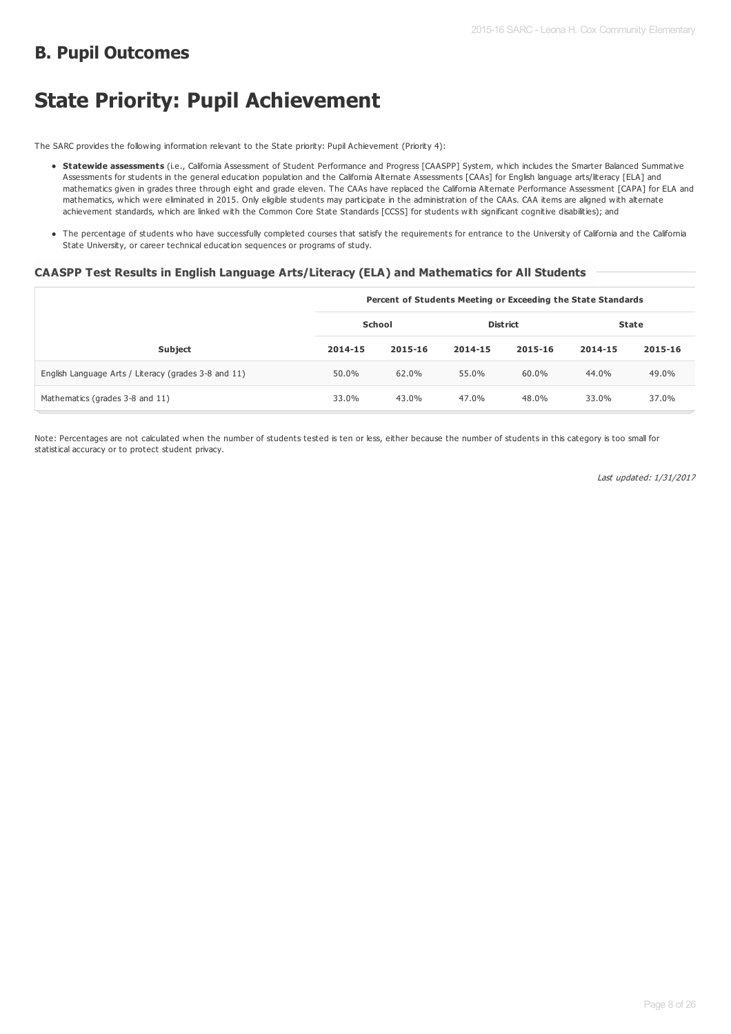## B. Pupil Outcomes

# State Priority: Pupil Achievement

The SARC provides the following information relevant to the State priority: Pupil Achievement (Priority 4):

- **Statewide assessments** (i.e., California Assessment of Student Performance and Progress [CAASPP] System, which includes the Smarter Balanced Summative Assessments for students in the general education population and the California Alternate Assessments [CAAs] for English language arts/literacy [ELA] and mathematics given in grades three through eight and grade eleven. The CAAs have replaced the California Alternate Performance Assessment [CAPA] for ELA and mathematics, which were eliminated in 2015. Only eligible students may participate in the administration of the CAAs. CAA items are aligned with alternate achievement standards, which are linked with the Common Core State Standards [CCSS] for students with significant cognitive disabilities); and
- The percentage of students who have successfully completed courses that satisfy the requirements for entrance to the University of California and the California State University, or career technical education sequences or programs of study.

### CAASPP Test Results in English Language Arts/Literacy (ELA) and Mathematics for All Students

| | Percent of Students Meeting or Exceeding the State Standards | | | | | |
|---|---|---|---|---|---|---|
| | School | | District | | State | |
| **Subject** | **2014-15** | **2015-16** | **2014-15** | **2015-16** | **2014-15** | **2015-16** |
| English Language Arts / Literacy (grades 3-8 and 11) | 50.0% | 62.0% | 55.0% | 60.0% | 44.0% | 49.0% |
| Mathematics (grades 3-8 and 11) | 33.0% | 43.0% | 47.0% | 48.0% | 33.0% | 37.0% |

Note: Percentages are not calculated when the number of students tested is ten or less, either because the number of students in this category is too small for statistical accuracy or to protect student privacy.

*Last updated: 1/31/2017*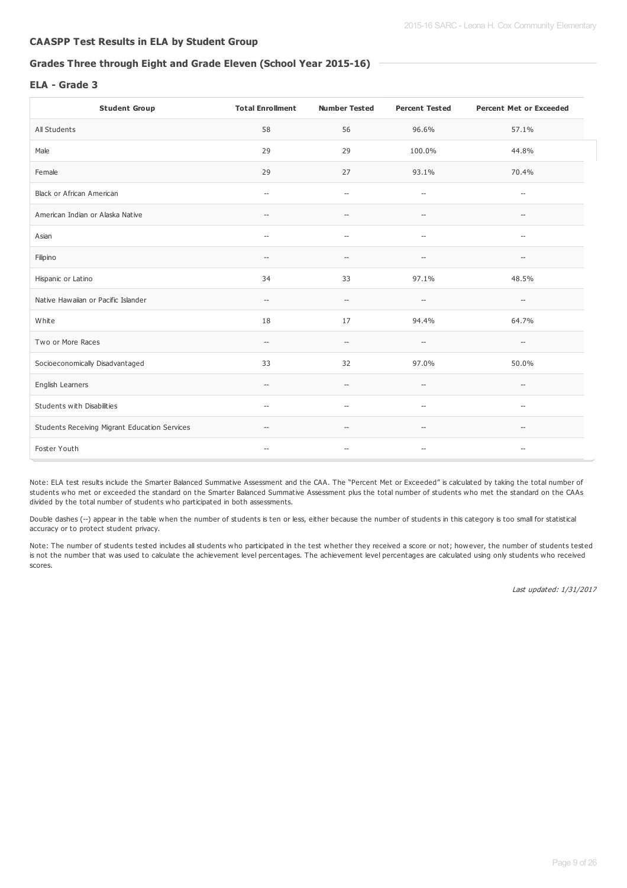## CAASPP Test Results in ELA by Student Group

### Grades Three through Eight and Grade Eleven (School Year 2015-16)

### ELA - Grade 3

| Student Group | Total Enrollment | Number Tested | Percent Tested | Percent Met or Exceeded |
|---|---|---|---|---|
| All Students | 58 | 56 | 96.6% | 57.1% |
| Male | 29 | 29 | 100.0% | 44.8% |
| Female | 29 | 27 | 93.1% | 70.4% |
| Black or African American | -- | -- | -- | -- |
| American Indian or Alaska Native | -- | -- | -- | -- |
| Asian | -- | -- | -- | -- |
| Filipino | -- | -- | -- | -- |
| Hispanic or Latino | 34 | 33 | 97.1% | 48.5% |
| Native Hawaiian or Pacific Islander | -- | -- | -- | -- |
| White | 18 | 17 | 94.4% | 64.7% |
| Two or More Races | -- | -- | -- | -- |
| Socioeconomically Disadvantaged | 33 | 32 | 97.0% | 50.0% |
| English Learners | -- | -- | -- | -- |
| Students with Disabilities | -- | -- | -- | -- |
| Students Receiving Migrant Education Services | -- | -- | -- | -- |
| Foster Youth | -- | -- | -- | -- |

Note: ELA test results include the Smarter Balanced Summative Assessment and the CAA. The "Percent Met or Exceeded" is calculated by taking the total number of students who met or exceeded the standard on the Smarter Balanced Summative Assessment plus the total number of students who met the standard on the CAAs divided by the total number of students who participated in both assessments.

Double dashes (--) appear in the table when the number of students is ten or less, either because the number of students in this category is too small for statistical accuracy or to protect student privacy.

Note: The number of students tested includes all students who participated in the test whether they received a score or not; however, the number of students tested is not the number that was used to calculate the achievement level percentages. The achievement level percentages are calculated using only students who received scores.

*Last updated: 1/31/2017*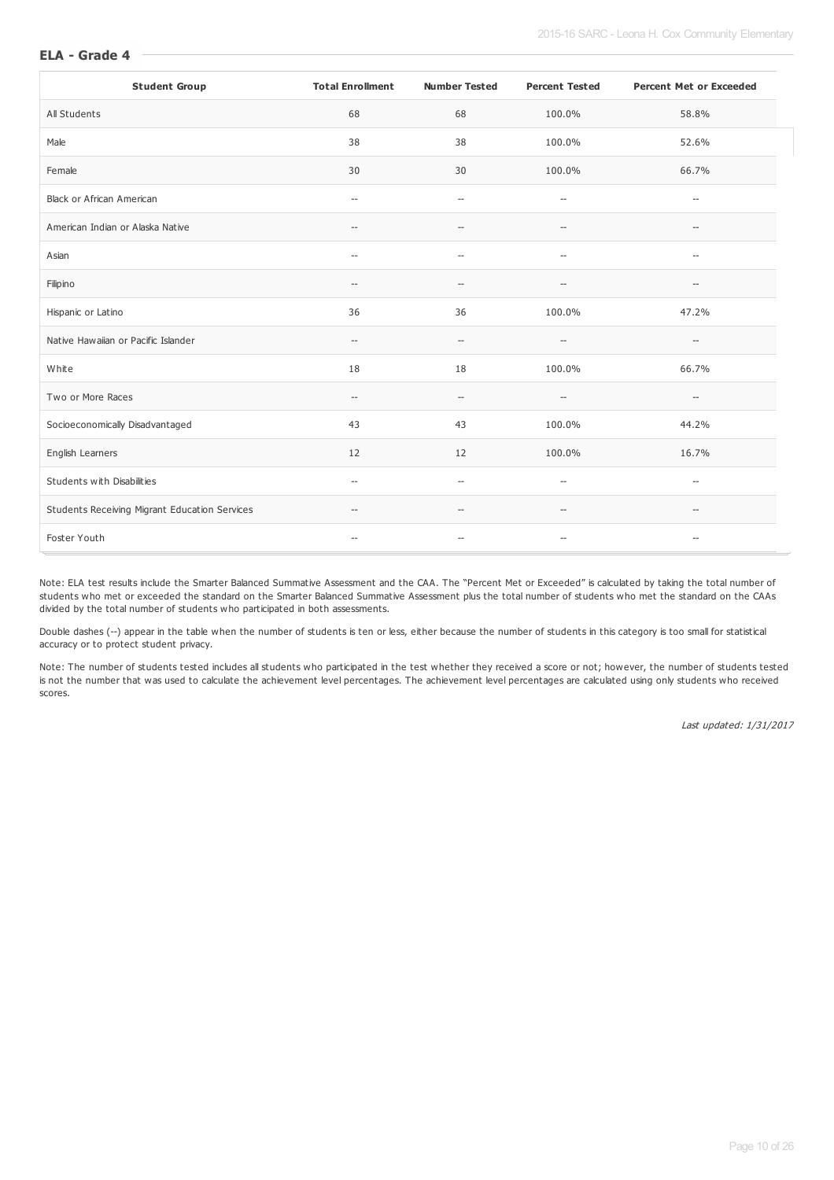## ELA - Grade 4

| Student Group | Total Enrollment | Number Tested | Percent Tested | Percent Met or Exceeded |
|---|---|---|---|---|
| All Students | 68 | 68 | 100.0% | 58.8% |
| Male | 38 | 38 | 100.0% | 52.6% |
| Female | 30 | 30 | 100.0% | 66.7% |
| Black or African American | -- | -- | -- | -- |
| American Indian or Alaska Native | -- | -- | -- | -- |
| Asian | -- | -- | -- | -- |
| Filipino | -- | -- | -- | -- |
| Hispanic or Latino | 36 | 36 | 100.0% | 47.2% |
| Native Hawaiian or Pacific Islander | -- | -- | -- | -- |
| White | 18 | 18 | 100.0% | 66.7% |
| Two or More Races | -- | -- | -- | -- |
| Socioeconomically Disadvantaged | 43 | 43 | 100.0% | 44.2% |
| English Learners | 12 | 12 | 100.0% | 16.7% |
| Students with Disabilities | -- | -- | -- | -- |
| Students Receiving Migrant Education Services | -- | -- | -- | -- |
| Foster Youth | -- | -- | -- | -- |

Note: ELA test results include the Smarter Balanced Summative Assessment and the CAA. The "Percent Met or Exceeded" is calculated by taking the total number of students who met or exceeded the standard on the Smarter Balanced Summative Assessment plus the total number of students who met the standard on the CAAs divided by the total number of students who participated in both assessments.

Double dashes (--) appear in the table when the number of students is ten or less, either because the number of students in this category is too small for statistical accuracy or to protect student privacy.

Note: The number of students tested includes all students who participated in the test whether they received a score or not; however, the number of students tested is not the number that was used to calculate the achievement level percentages. The achievement level percentages are calculated using only students who received scores.

*Last updated: 1/31/2017*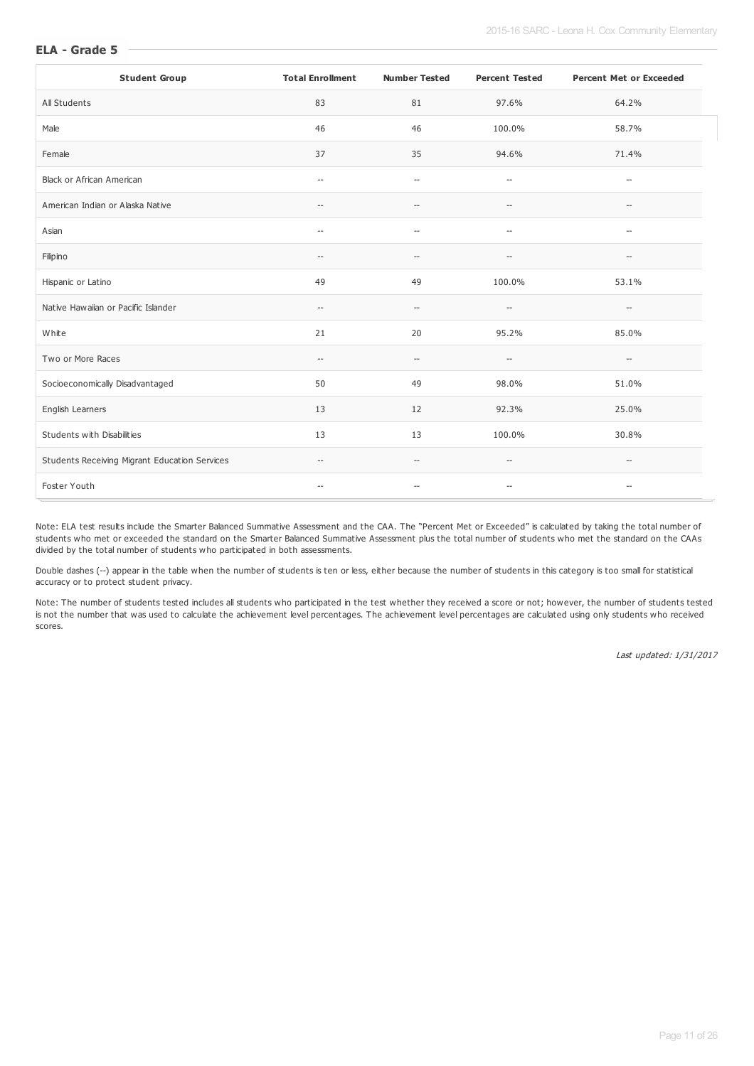## ELA - Grade 5

| Student Group | Total Enrollment | Number Tested | Percent Tested | Percent Met or Exceeded |
|---|---|---|---|---|
| All Students | 83 | 81 | 97.6% | 64.2% |
| Male | 46 | 46 | 100.0% | 58.7% |
| Female | 37 | 35 | 94.6% | 71.4% |
| Black or African American | -- | -- | -- | -- |
| American Indian or Alaska Native | -- | -- | -- | -- |
| Asian | -- | -- | -- | -- |
| Filipino | -- | -- | -- | -- |
| Hispanic or Latino | 49 | 49 | 100.0% | 53.1% |
| Native Hawaiian or Pacific Islander | -- | -- | -- | -- |
| White | 21 | 20 | 95.2% | 85.0% |
| Two or More Races | -- | -- | -- | -- |
| Socioeconomically Disadvantaged | 50 | 49 | 98.0% | 51.0% |
| English Learners | 13 | 12 | 92.3% | 25.0% |
| Students with Disabilities | 13 | 13 | 100.0% | 30.8% |
| Students Receiving Migrant Education Services | -- | -- | -- | -- |
| Foster Youth | -- | -- | -- | -- |

Note: ELA test results include the Smarter Balanced Summative Assessment and the CAA. The "Percent Met or Exceeded" is calculated by taking the total number of students who met or exceeded the standard on the Smarter Balanced Summative Assessment plus the total number of students who met the standard on the CAAs divided by the total number of students who participated in both assessments.

Double dashes (--) appear in the table when the number of students is ten or less, either because the number of students in this category is too small for statistical accuracy or to protect student privacy.

Note: The number of students tested includes all students who participated in the test whether they received a score or not; however, the number of students tested is not the number that was used to calculate the achievement level percentages. The achievement level percentages are calculated using only students who received scores.

*Last updated: 1/31/2017*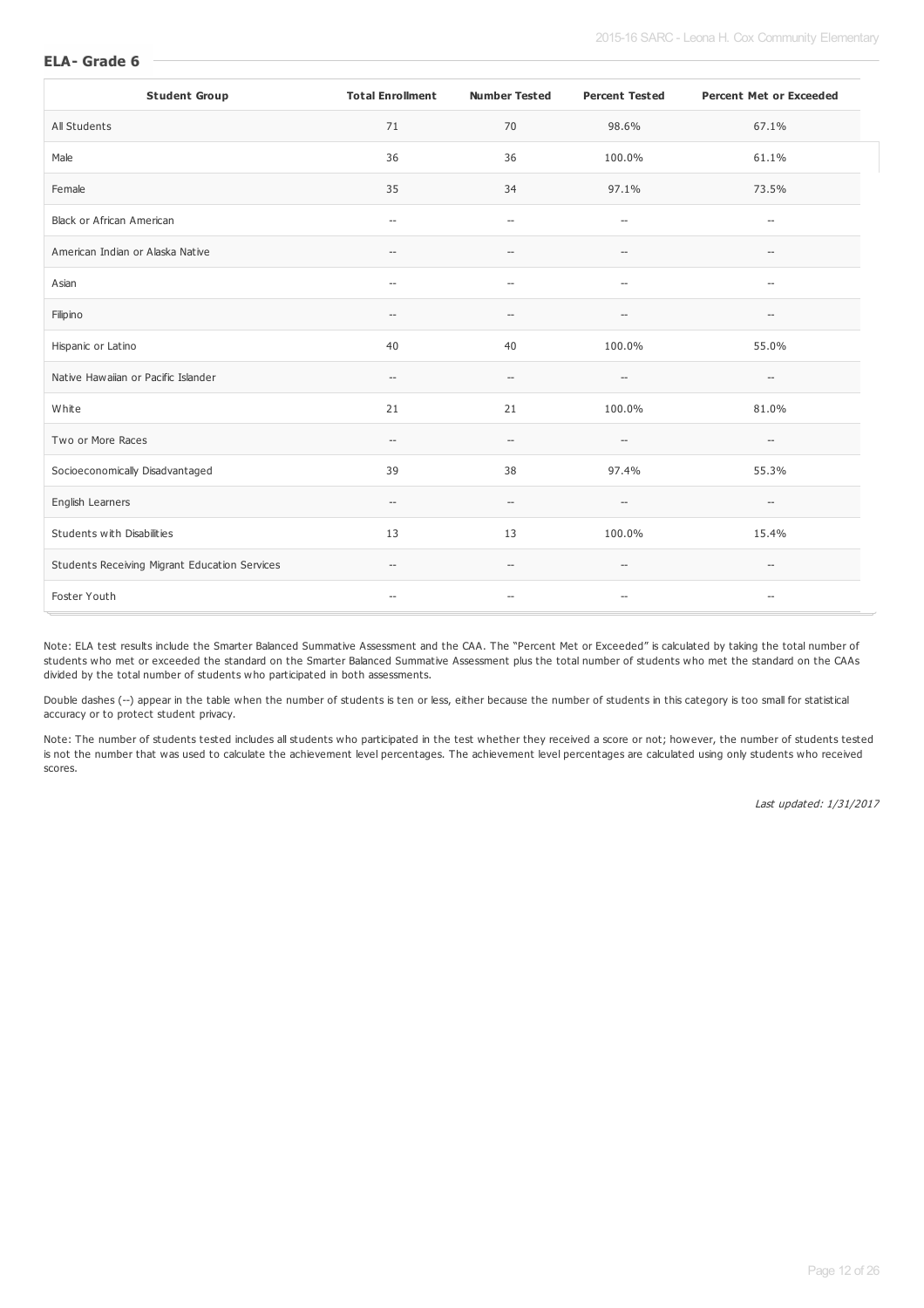### ELA- Grade 6

| Student Group | Total Enrollment | Number Tested | Percent Tested | Percent Met or Exceeded |
| --- | --- | --- | --- | --- |
| All Students | 71 | 70 | 98.6% | 67.1% |
| Male | 36 | 36 | 100.0% | 61.1% |
| Female | 35 | 34 | 97.1% | 73.5% |
| Black or African American | -- | -- | -- | -- |
| American Indian or Alaska Native | -- | -- | -- | -- |
| Asian | -- | -- | -- | -- |
| Filipino | -- | -- | -- | -- |
| Hispanic or Latino | 40 | 40 | 100.0% | 55.0% |
| Native Hawaiian or Pacific Islander | -- | -- | -- | -- |
| White | 21 | 21 | 100.0% | 81.0% |
| Two or More Races | -- | -- | -- | -- |
| Socioeconomically Disadvantaged | 39 | 38 | 97.4% | 55.3% |
| English Learners | -- | -- | -- | -- |
| Students with Disabilities | 13 | 13 | 100.0% | 15.4% |
| Students Receiving Migrant Education Services | -- | -- | -- | -- |
| Foster Youth | -- | -- | -- | -- |

Note: ELA test results include the Smarter Balanced Summative Assessment and the CAA. The "Percent Met or Exceeded" is calculated by taking the total number of students who met or exceeded the standard on the Smarter Balanced Summative Assessment plus the total number of students who met the standard on the CAAs divided by the total number of students who participated in both assessments.

Double dashes (--) appear in the table when the number of students is ten or less, either because the number of students in this category is too small for statistical accuracy or to protect student privacy.

Note: The number of students tested includes all students who participated in the test whether they received a score or not; however, the number of students tested is not the number that was used to calculate the achievement level percentages. The achievement level percentages are calculated using only students who received scores.

*Last updated: 1/31/2017*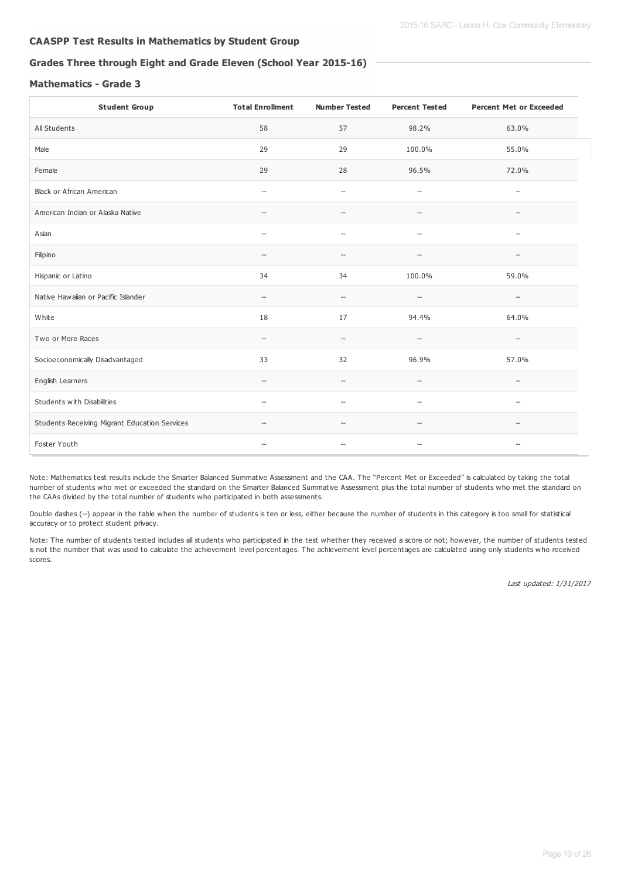## CAASPP Test Results in Mathematics by Student Group

### Grades Three through Eight and Grade Eleven (School Year 2015-16)

#### Mathematics - Grade 3

| Student Group | Total Enrollment | Number Tested | Percent Tested | Percent Met or Exceeded |
|---|---|---|---|---|
| All Students | 58 | 57 | 98.2% | 63.0% |
| Male | 29 | 29 | 100.0% | 55.0% |
| Female | 29 | 28 | 96.5% | 72.0% |
| Black or African American | -- | -- | -- | -- |
| American Indian or Alaska Native | -- | -- | -- | -- |
| Asian | -- | -- | -- | -- |
| Filipino | -- | -- | -- | -- |
| Hispanic or Latino | 34 | 34 | 100.0% | 59.0% |
| Native Hawaiian or Pacific Islander | -- | -- | -- | -- |
| White | 18 | 17 | 94.4% | 64.0% |
| Two or More Races | -- | -- | -- | -- |
| Socioeconomically Disadvantaged | 33 | 32 | 96.9% | 57.0% |
| English Learners | -- | -- | -- | -- |
| Students with Disabilities | -- | -- | -- | -- |
| Students Receiving Migrant Education Services | -- | -- | -- | -- |
| Foster Youth | -- | -- | -- | -- |

Note: Mathematics test results include the Smarter Balanced Summative Assessment and the CAA. The "Percent Met or Exceeded" is calculated by taking the total number of students who met or exceeded the standard on the Smarter Balanced Summative Assessment plus the total number of students who met the standard on the CAAs divided by the total number of students who participated in both assessments.

Double dashes (--) appear in the table when the number of students is ten or less, either because the number of students in this category is too small for statistical accuracy or to protect student privacy.

Note: The number of students tested includes all students who participated in the test whether they received a score or not; however, the number of students tested is not the number that was used to calculate the achievement level percentages. The achievement level percentages are calculated using only students who received scores.

*Last updated: 1/31/2017*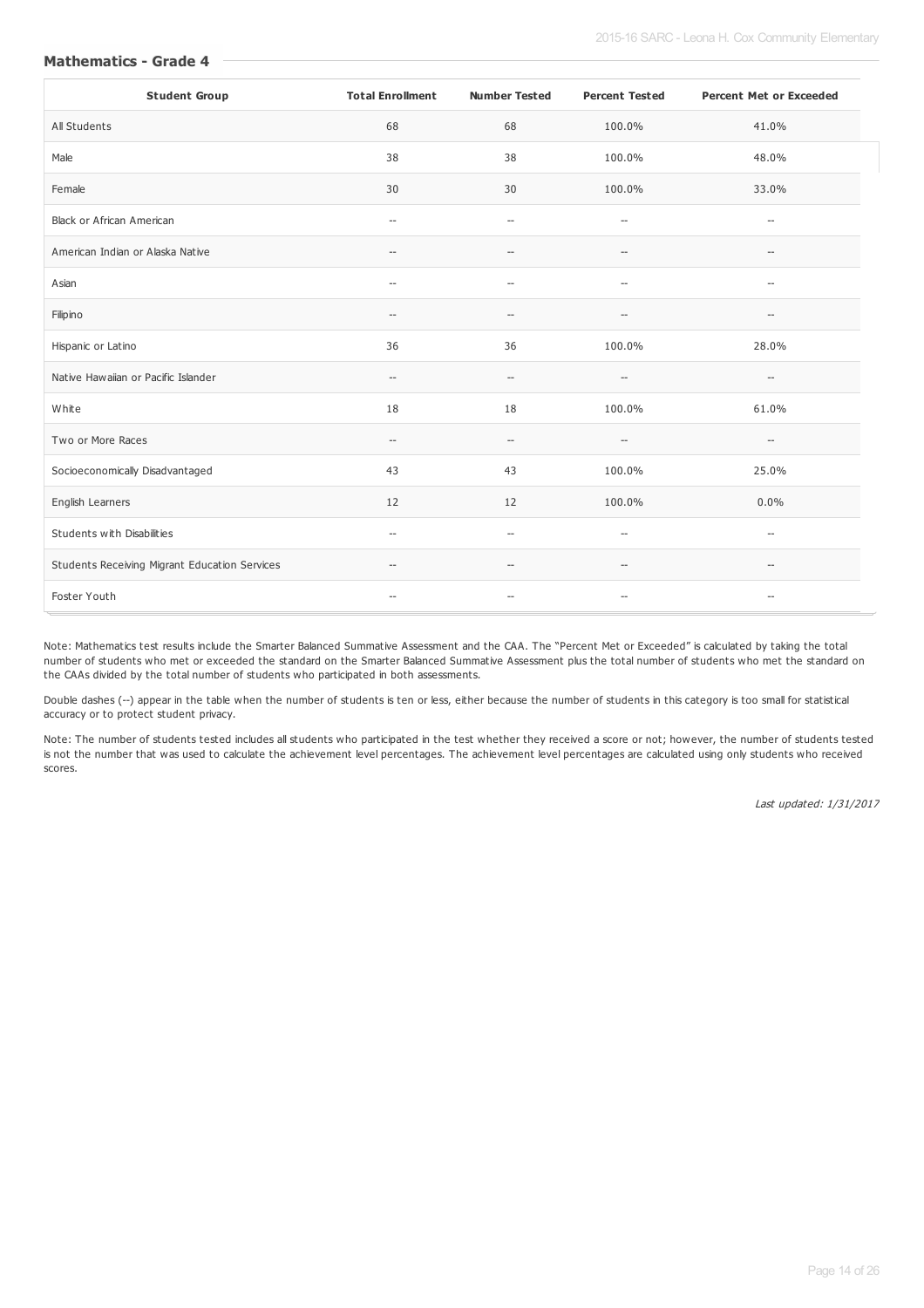### Mathematics - Grade 4

| Student Group | Total Enrollment | Number Tested | Percent Tested | Percent Met or Exceeded |
| --- | --- | --- | --- | --- |
| All Students | 68 | 68 | 100.0% | 41.0% |
| Male | 38 | 38 | 100.0% | 48.0% |
| Female | 30 | 30 | 100.0% | 33.0% |
| Black or African American | -- | -- | -- | -- |
| American Indian or Alaska Native | -- | -- | -- | -- |
| Asian | -- | -- | -- | -- |
| Filipino | -- | -- | -- | -- |
| Hispanic or Latino | 36 | 36 | 100.0% | 28.0% |
| Native Hawaiian or Pacific Islander | -- | -- | -- | -- |
| White | 18 | 18 | 100.0% | 61.0% |
| Two or More Races | -- | -- | -- | -- |
| Socioeconomically Disadvantaged | 43 | 43 | 100.0% | 25.0% |
| English Learners | 12 | 12 | 100.0% | 0.0% |
| Students with Disabilities | -- | -- | -- | -- |
| Students Receiving Migrant Education Services | -- | -- | -- | -- |
| Foster Youth | -- | -- | -- | -- |

Note: Mathematics test results include the Smarter Balanced Summative Assessment and the CAA. The "Percent Met or Exceeded" is calculated by taking the total number of students who met or exceeded the standard on the Smarter Balanced Summative Assessment plus the total number of students who met the standard on the CAAs divided by the total number of students who participated in both assessments.

Double dashes (--) appear in the table when the number of students is ten or less, either because the number of students in this category is too small for statistical accuracy or to protect student privacy.

Note: The number of students tested includes all students who participated in the test whether they received a score or not; however, the number of students tested is not the number that was used to calculate the achievement level percentages. The achievement level percentages are calculated using only students who received scores.

*Last updated: 1/31/2017*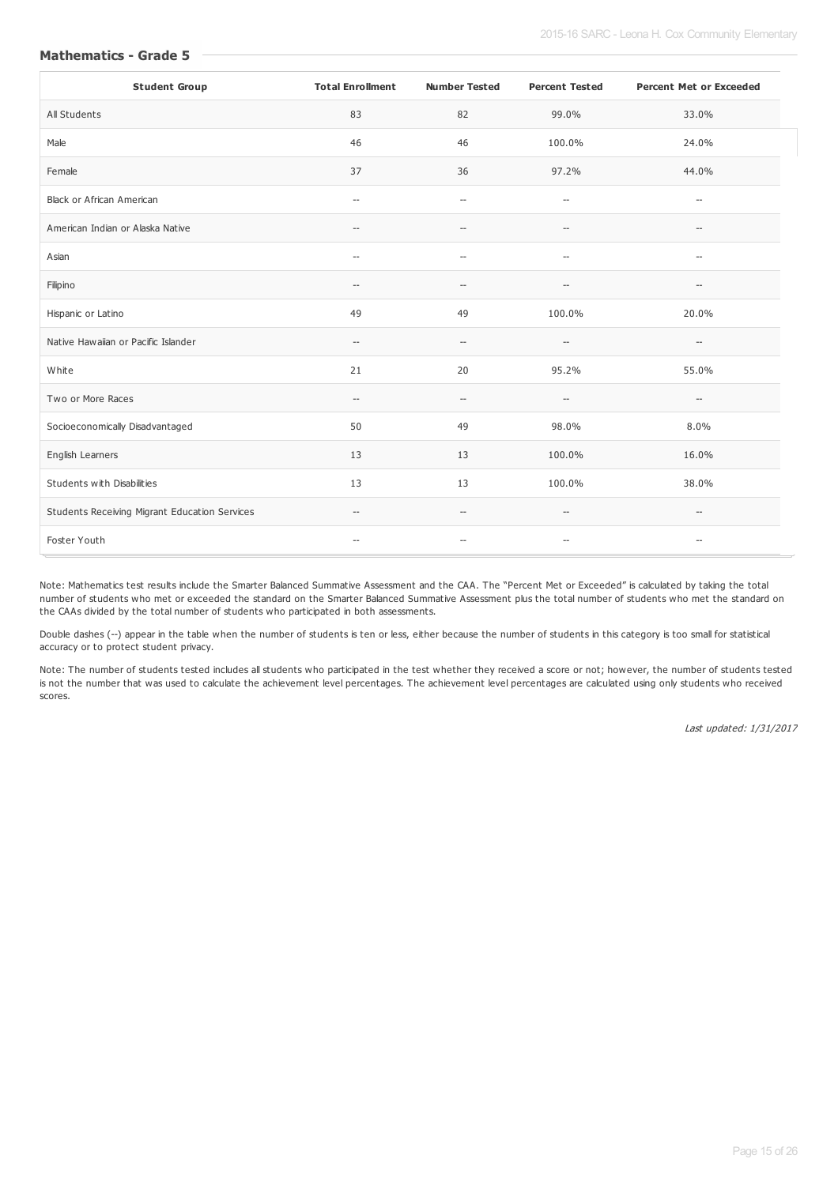### Mathematics - Grade 5

| Student Group | Total Enrollment | Number Tested | Percent Tested | Percent Met or Exceeded |
|---|---|---|---|---|
| All Students | 83 | 82 | 99.0% | 33.0% |
| Male | 46 | 46 | 100.0% | 24.0% |
| Female | 37 | 36 | 97.2% | 44.0% |
| Black or African American | -- | -- | -- | -- |
| American Indian or Alaska Native | -- | -- | -- | -- |
| Asian | -- | -- | -- | -- |
| Filipino | -- | -- | -- | -- |
| Hispanic or Latino | 49 | 49 | 100.0% | 20.0% |
| Native Hawaiian or Pacific Islander | -- | -- | -- | -- |
| White | 21 | 20 | 95.2% | 55.0% |
| Two or More Races | -- | -- | -- | -- |
| Socioeconomically Disadvantaged | 50 | 49 | 98.0% | 8.0% |
| English Learners | 13 | 13 | 100.0% | 16.0% |
| Students with Disabilities | 13 | 13 | 100.0% | 38.0% |
| Students Receiving Migrant Education Services | -- | -- | -- | -- |
| Foster Youth | -- | -- | -- | -- |

Note: Mathematics test results include the Smarter Balanced Summative Assessment and the CAA. The "Percent Met or Exceeded" is calculated by taking the total number of students who met or exceeded the standard on the Smarter Balanced Summative Assessment plus the total number of students who met the standard on the CAAs divided by the total number of students who participated in both assessments.

Double dashes (--) appear in the table when the number of students is ten or less, either because the number of students in this category is too small for statistical accuracy or to protect student privacy.

Note: The number of students tested includes all students who participated in the test whether they received a score or not; however, the number of students tested is not the number that was used to calculate the achievement level percentages. The achievement level percentages are calculated using only students who received scores.

*Last updated: 1/31/2017*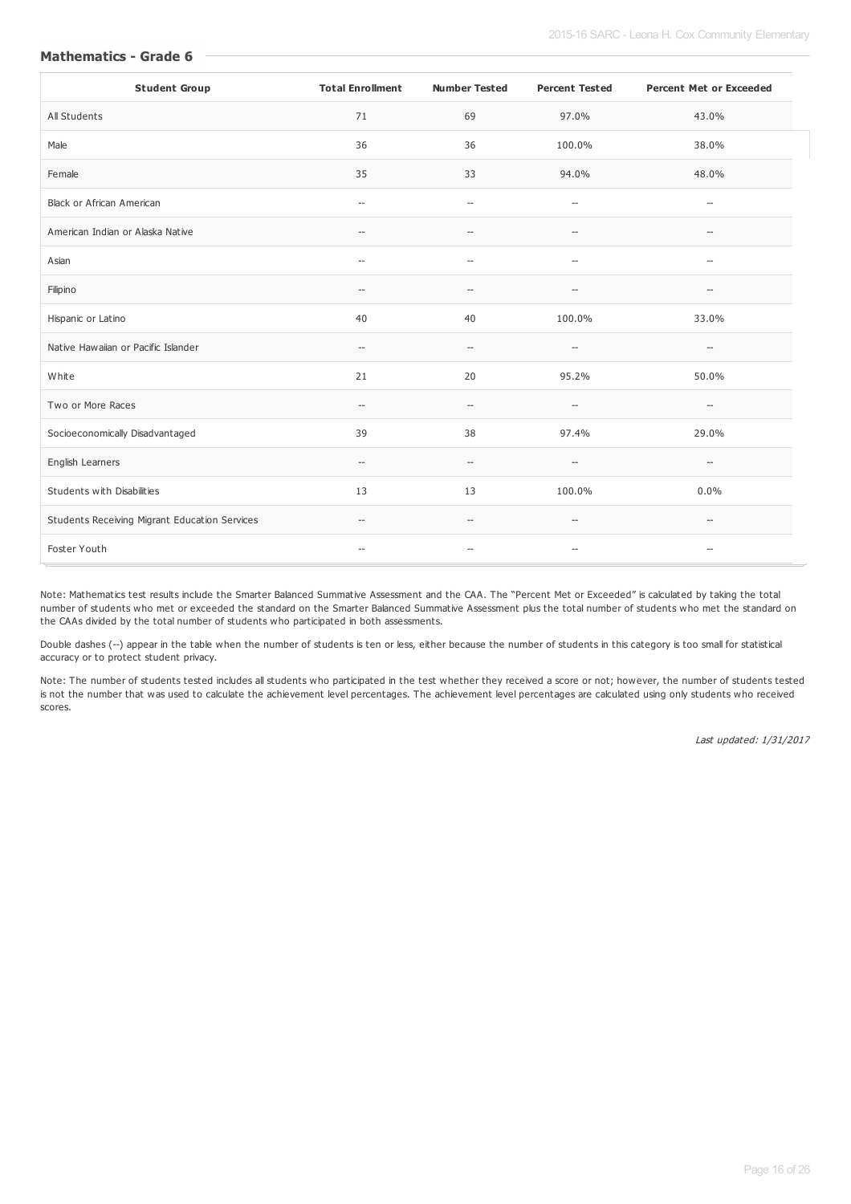## Mathematics - Grade 6

| Student Group | Total Enrollment | Number Tested | Percent Tested | Percent Met or Exceeded |
|---|---|---|---|---|
| All Students | 71 | 69 | 97.0% | 43.0% |
| Male | 36 | 36 | 100.0% | 38.0% |
| Female | 35 | 33 | 94.0% | 48.0% |
| Black or African American | -- | -- | -- | -- |
| American Indian or Alaska Native | -- | -- | -- | -- |
| Asian | -- | -- | -- | -- |
| Filipino | -- | -- | -- | -- |
| Hispanic or Latino | 40 | 40 | 100.0% | 33.0% |
| Native Hawaiian or Pacific Islander | -- | -- | -- | -- |
| White | 21 | 20 | 95.2% | 50.0% |
| Two or More Races | -- | -- | -- | -- |
| Socioeconomically Disadvantaged | 39 | 38 | 97.4% | 29.0% |
| English Learners | -- | -- | -- | -- |
| Students with Disabilities | 13 | 13 | 100.0% | 0.0% |
| Students Receiving Migrant Education Services | -- | -- | -- | -- |
| Foster Youth | -- | -- | -- | -- |

Note: Mathematics test results include the Smarter Balanced Summative Assessment and the CAA. The "Percent Met or Exceeded" is calculated by taking the total number of students who met or exceeded the standard on the Smarter Balanced Summative Assessment plus the total number of students who met the standard on the CAAs divided by the total number of students who participated in both assessments.

Double dashes (--) appear in the table when the number of students is ten or less, either because the number of students in this category is too small for statistical accuracy or to protect student privacy.

Note: The number of students tested includes all students who participated in the test whether they received a score or not; however, the number of students tested is not the number that was used to calculate the achievement level percentages. The achievement level percentages are calculated using only students who received scores.

*Last updated: 1/31/2017*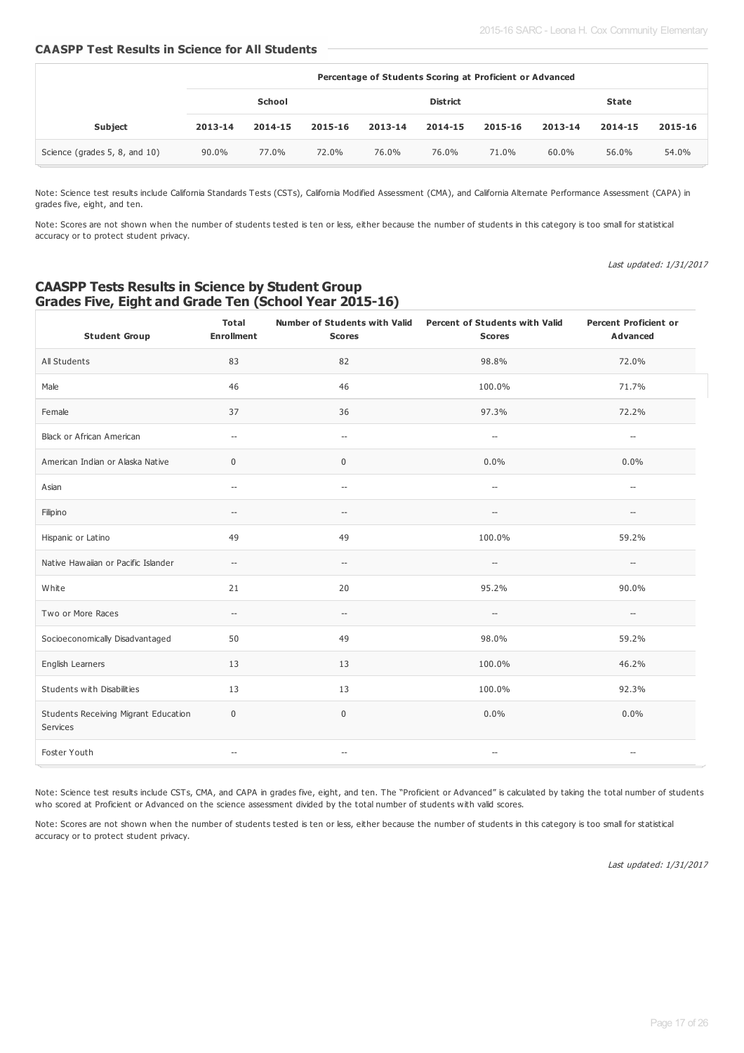### CAASPP Test Results in Science for All Students

| | Percentage of Students Scoring at Proficient or Advanced | | | | | | | | |
|---|---|---|---|---|---|---|---|---|---|
| | School | | | District | | | State | | |
| Subject | 2013-14 | 2014-15 | 2015-16 | 2013-14 | 2014-15 | 2015-16 | 2013-14 | 2014-15 | 2015-16 |
| Science (grades 5, 8, and 10) | 90.0% | 77.0% | 72.0% | 76.0% | 76.0% | 71.0% | 60.0% | 56.0% | 54.0% |

Note: Science test results include California Standards Tests (CSTs), California Modified Assessment (CMA), and California Alternate Performance Assessment (CAPA) in grades five, eight, and ten.

Note: Scores are not shown when the number of students tested is ten or less, either because the number of students in this category is too small for statistical accuracy or to protect student privacy.

*Last updated: 1/31/2017*

## CAASPP Tests Results in Science by Student Group Grades Five, Eight and Grade Ten (School Year 2015-16)

| Student Group | Total Enrollment | Number of Students with Valid Scores | Percent of Students with Valid Scores | Percent Proficient or Advanced |
|---|---|---|---|---|
| All Students | 83 | 82 | 98.8% | 72.0% |
| Male | 46 | 46 | 100.0% | 71.7% |
| Female | 37 | 36 | 97.3% | 72.2% |
| Black or African American | -- | -- | -- | -- |
| American Indian or Alaska Native | 0 | 0 | 0.0% | 0.0% |
| Asian | -- | -- | -- | -- |
| Filipino | -- | -- | -- | -- |
| Hispanic or Latino | 49 | 49 | 100.0% | 59.2% |
| Native Hawaiian or Pacific Islander | -- | -- | -- | -- |
| White | 21 | 20 | 95.2% | 90.0% |
| Two or More Races | -- | -- | -- | -- |
| Socioeconomically Disadvantaged | 50 | 49 | 98.0% | 59.2% |
| English Learners | 13 | 13 | 100.0% | 46.2% |
| Students with Disabilities | 13 | 13 | 100.0% | 92.3% |
| Students Receiving Migrant Education Services | 0 | 0 | 0.0% | 0.0% |
| Foster Youth | -- | -- | -- | -- |

Note: Science test results include CSTs, CMA, and CAPA in grades five, eight, and ten. The "Proficient or Advanced" is calculated by taking the total number of students who scored at Proficient or Advanced on the science assessment divided by the total number of students with valid scores.

Note: Scores are not shown when the number of students tested is ten or less, either because the number of students in this category is too small for statistical accuracy or to protect student privacy.

*Last updated: 1/31/2017*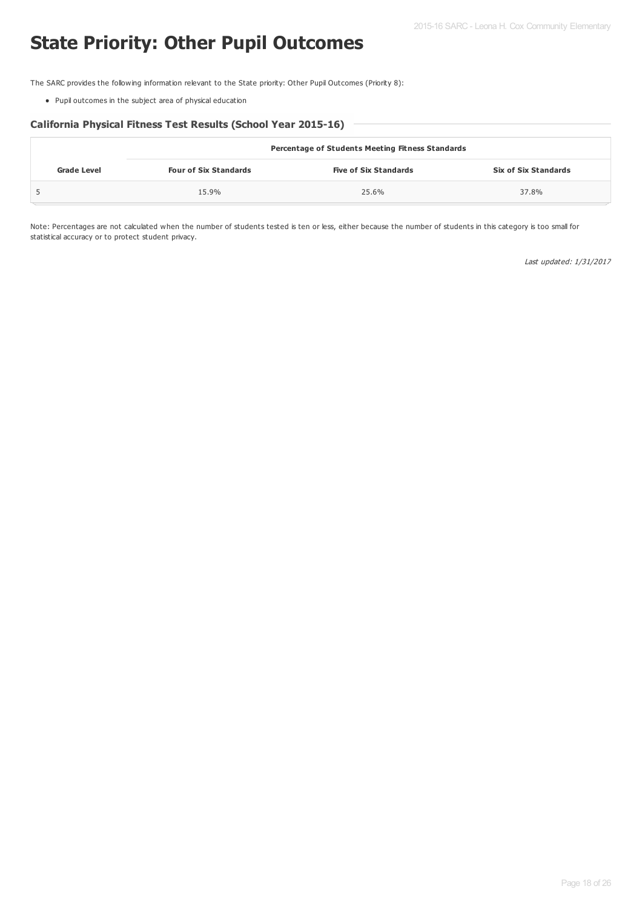# State Priority: Other Pupil Outcomes

The SARC provides the following information relevant to the State priority: Other Pupil Outcomes (Priority 8):

- Pupil outcomes in the subject area of physical education

### California Physical Fitness Test Results (School Year 2015-16)

| | Percentage of Students Meeting Fitness Standards | | |
|---|---|---|---|
| **Grade Level** | **Four of Six Standards** | **Five of Six Standards** | **Six of Six Standards** |
| 5 | 15.9% | 25.6% | 37.8% |

Note: Percentages are not calculated when the number of students tested is ten or less, either because the number of students in this category is too small for statistical accuracy or to protect student privacy.

*Last updated: 1/31/2017*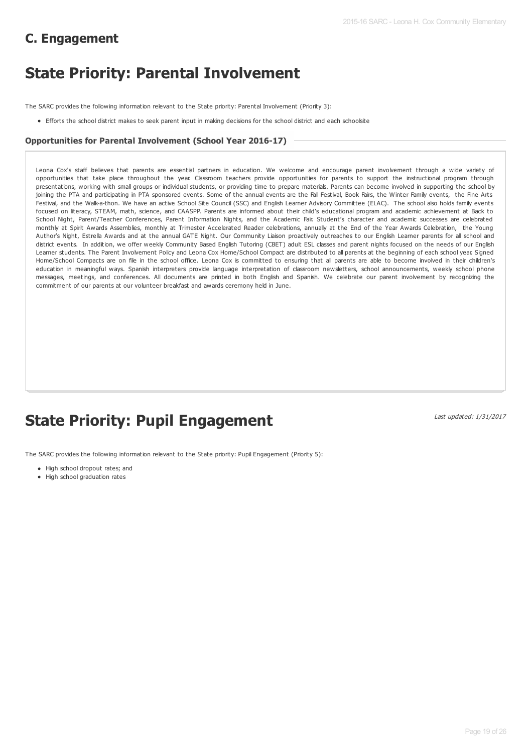## C. Engagement

# State Priority: Parental Involvement

The SARC provides the following information relevant to the State priority: Parental Involvement (Priority 3):

- Efforts the school district makes to seek parent input in making decisions for the school district and each schoolsite

### Opportunities for Parental Involvement (School Year 2016-17)

Leona Cox's staff believes that parents are essential partners in education. We welcome and encourage parent involvement through a wide variety of opportunities that take place throughout the year. Classroom teachers provide opportunities for parents to support the instructional program through presentations, working with small groups or individual students, or providing time to prepare materials. Parents can become involved in supporting the school by joining the PTA and participating in PTA sponsored events. Some of the annual events are the Fall Festival, Book Fairs, the Winter Family events, the Fine Arts Festival, and the Walk-a-thon. We have an active School Site Council (SSC) and English Learner Advisory Committee (ELAC). The school also holds family events focused on literacy, STEAM, math, science, and CAASPP. Parents are informed about their child's educational program and academic achievement at Back to School Night, Parent/Teacher Conferences, Parent Information Nights, and the Academic Fair. Student's character and academic successes are celebrated monthly at Spirit Awards Assemblies, monthly at Trimester Accelerated Reader celebrations, annually at the End of the Year Awards Celebration, the Young Author's Night, Estrella Awards and at the annual GATE Night. Our Community Liaison proactively outreaches to our English Learner parents for all school and district events. In addition, we offer weekly Community Based English Tutoring (CBET) adult ESL classes and parent nights focused on the needs of our English Learner students. The Parent Involvement Policy and Leona Cox Home/School Compact are distributed to all parents at the beginning of each school year. Signed Home/School Compacts are on file in the school office. Leona Cox is committed to ensuring that all parents are able to become involved in their children's education in meaningful ways. Spanish interpreters provide language interpretation of classroom newsletters, school announcements, weekly school phone messages, meetings, and conferences. All documents are printed in both English and Spanish. We celebrate our parent involvement by recognizing the commitment of our parents at our volunteer breakfast and awards ceremony held in June.

# State Priority: Pupil Engagement

*Last updated: 1/31/2017*

The SARC provides the following information relevant to the State priority: Pupil Engagement (Priority 5):

- High school dropout rates; and
- High school graduation rates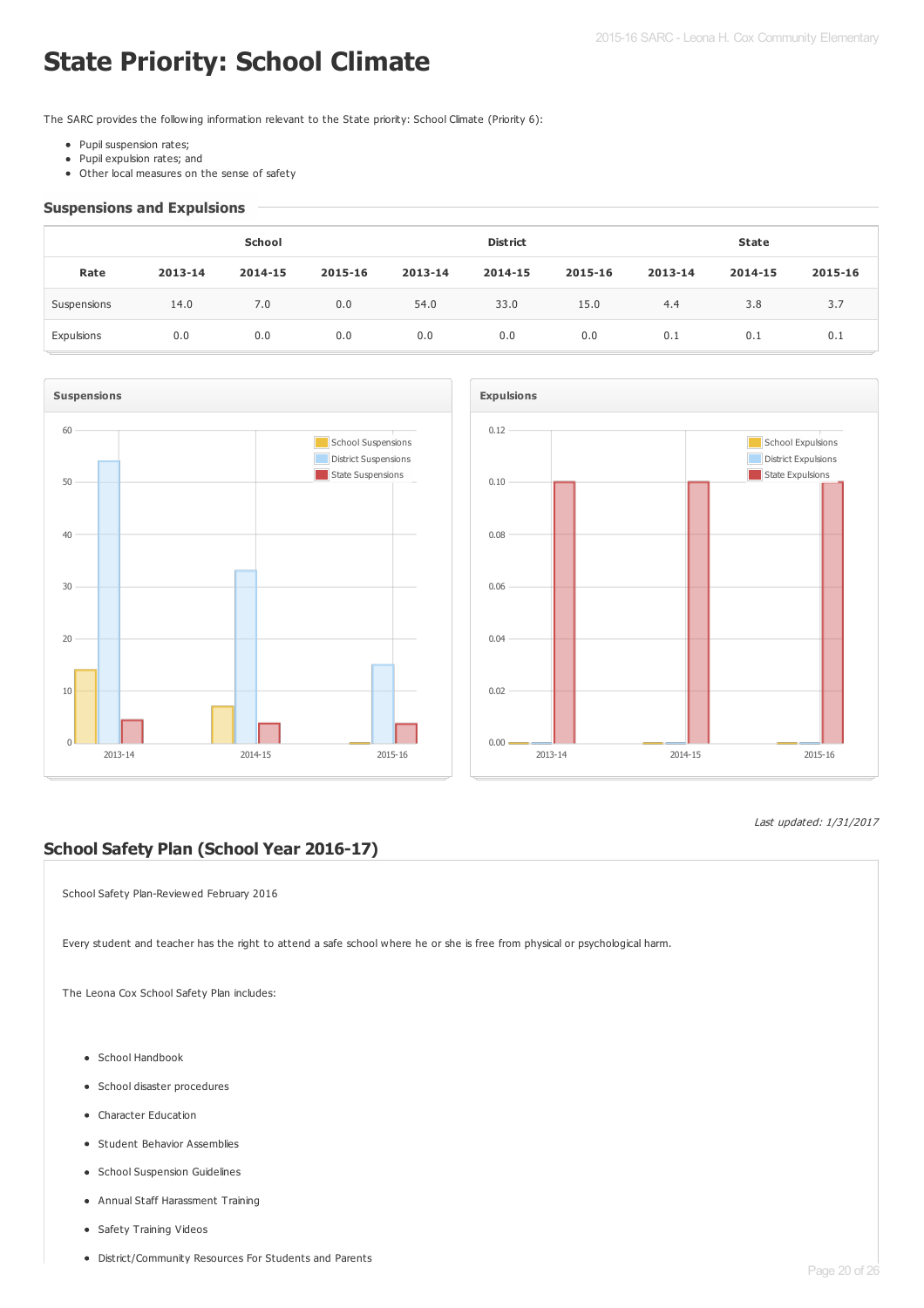# State Priority: School Climate

The SARC provides the following information relevant to the State priority: School Climate (Priority 6):

- Pupil suspension rates;
- Pupil expulsion rates; and
- Other local measures on the sense of safety

## Suspensions and Expulsions

| | School | | | District | | | State | | |
|---|---|---|---|---|---|---|---|---|---|
| Rate | 2013-14 | 2014-15 | 2015-16 | 2013-14 | 2014-15 | 2015-16 | 2013-14 | 2014-15 | 2015-16 |
| Suspensions | 14.0 | 7.0 | 0.0 | 54.0 | 33.0 | 15.0 | 4.4 | 3.8 | 3.7 |
| Expulsions | 0.0 | 0.0 | 0.0 | 0.0 | 0.0 | 0.0 | 0.1 | 0.1 | 0.1 |

*Last updated: 1/31/2017*

## School Safety Plan (School Year 2016-17)

School Safety Plan-Reviewed February 2016

Every student and teacher has the right to attend a safe school where he or she is free from physical or psychological harm.

The Leona Cox School Safety Plan includes:

- School Handbook
- School disaster procedures
- Character Education
- Student Behavior Assemblies
- School Suspension Guidelines
- Annual Staff Harassment Training
- Safety Training Videos
- District/Community Resources For Students and Parents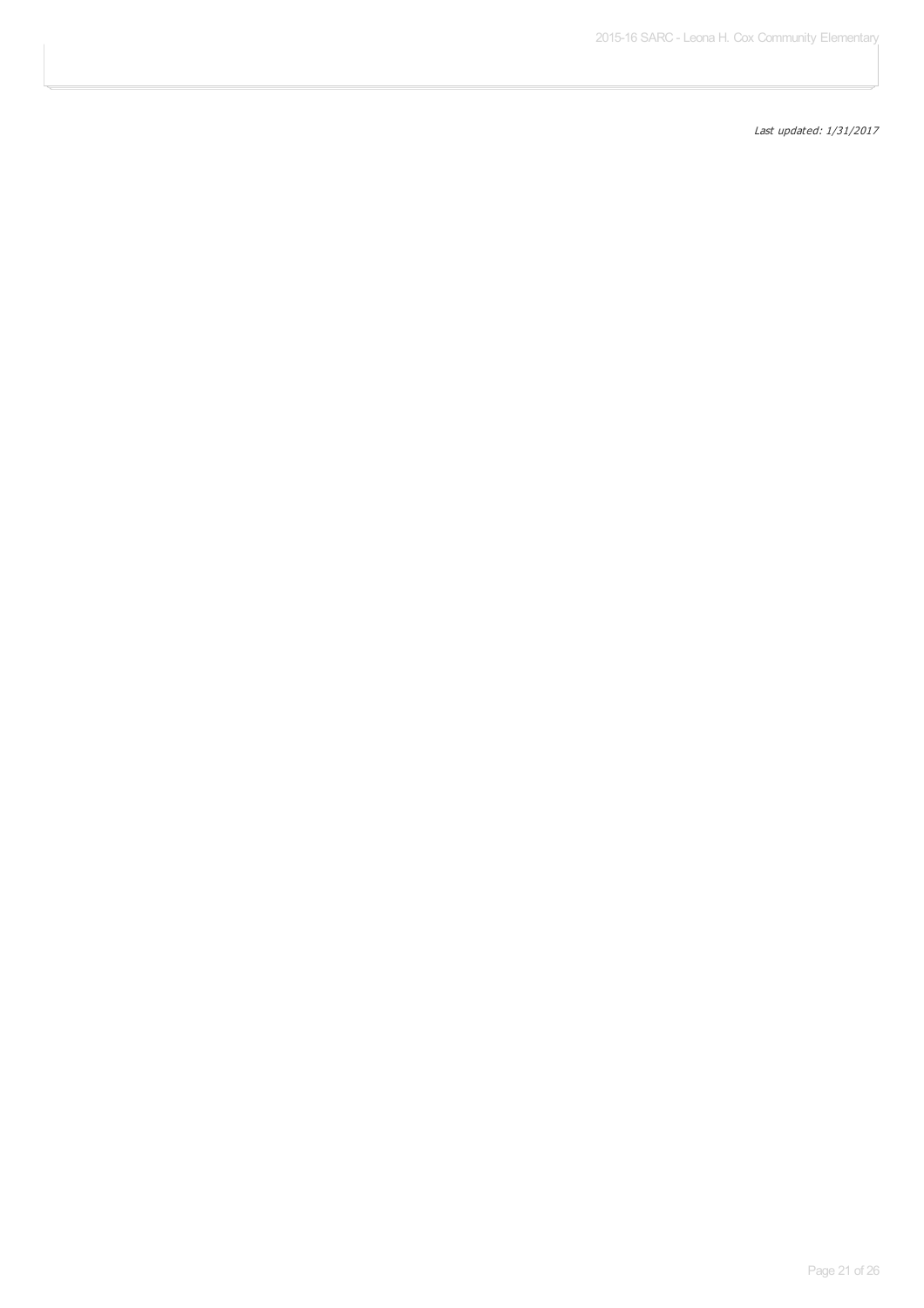*Last updated: 1/31/2017*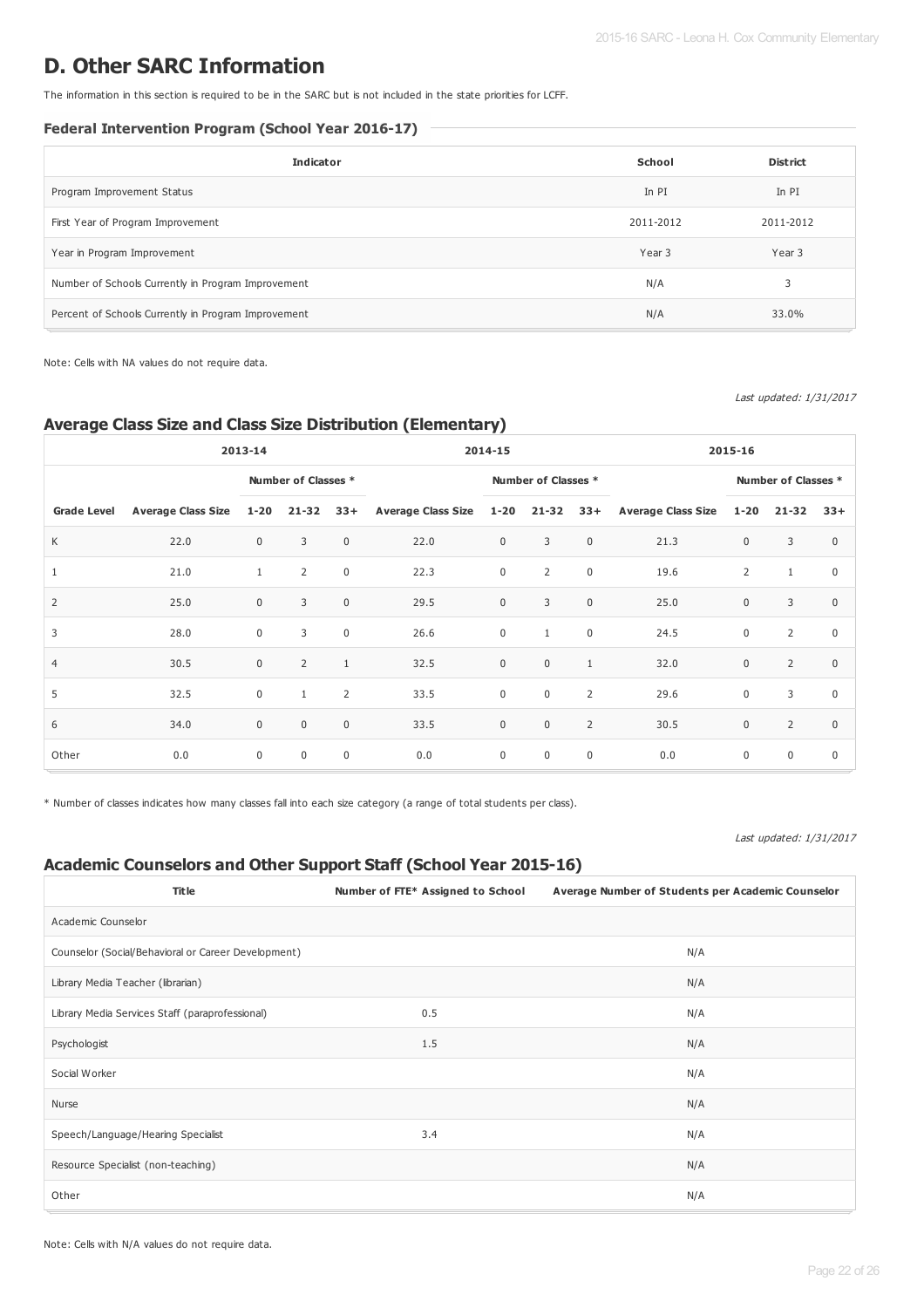# D. Other SARC Information

The information in this section is required to be in the SARC but is not included in the state priorities for LCFF.

### Federal Intervention Program (School Year 2016-17)

| Indicator | School | District |
|---|---|---|
| Program Improvement Status | In PI | In PI |
| First Year of Program Improvement | 2011-2012 | 2011-2012 |
| Year in Program Improvement | Year 3 | Year 3 |
| Number of Schools Currently in Program Improvement | N/A | 3 |
| Percent of Schools Currently in Program Improvement | N/A | 33.0% |

Note: Cells with NA values do not require data.

*Last updated: 1/31/2017*

## Average Class Size and Class Size Distribution (Elementary)

| | 2013-14 | | | | 2014-15 | | | | 2015-16 | | | |
|---|---|---|---|---|---|---|---|---|---|---|---|---|
| | | Number of Classes * | | | | Number of Classes * | | | | Number of Classes * | | |
| Grade Level | Average Class Size | 1-20 | 21-32 | 33+ | Average Class Size | 1-20 | 21-32 | 33+ | Average Class Size | 1-20 | 21-32 | 33+ |
| K | 22.0 | 0 | 3 | 0 | 22.0 | 0 | 3 | 0 | 21.3 | 0 | 3 | 0 |
| 1 | 21.0 | 1 | 2 | 0 | 22.3 | 0 | 2 | 0 | 19.6 | 2 | 1 | 0 |
| 2 | 25.0 | 0 | 3 | 0 | 29.5 | 0 | 3 | 0 | 25.0 | 0 | 3 | 0 |
| 3 | 28.0 | 0 | 3 | 0 | 26.6 | 0 | 1 | 0 | 24.5 | 0 | 2 | 0 |
| 4 | 30.5 | 0 | 2 | 1 | 32.5 | 0 | 0 | 1 | 32.0 | 0 | 2 | 0 |
| 5 | 32.5 | 0 | 1 | 2 | 33.5 | 0 | 0 | 2 | 29.6 | 0 | 3 | 0 |
| 6 | 34.0 | 0 | 0 | 0 | 33.5 | 0 | 0 | 2 | 30.5 | 0 | 2 | 0 |
| Other | 0.0 | 0 | 0 | 0 | 0.0 | 0 | 0 | 0 | 0.0 | 0 | 0 | 0 |

* Number of classes indicates how many classes fall into each size category (a range of total students per class).

*Last updated: 1/31/2017*

## Academic Counselors and Other Support Staff (School Year 2015-16)

| Title | Number of FTE* Assigned to School | Average Number of Students per Academic Counselor |
|---|---|---|
| Academic Counselor | | |
| Counselor (Social/Behavioral or Career Development) | | N/A |
| Library Media Teacher (librarian) | | N/A |
| Library Media Services Staff (paraprofessional) | 0.5 | N/A |
| Psychologist | 1.5 | N/A |
| Social Worker | | N/A |
| Nurse | | N/A |
| Speech/Language/Hearing Specialist | 3.4 | N/A |
| Resource Specialist (non-teaching) | | N/A |
| Other | | N/A |

Note: Cells with N/A values do not require data.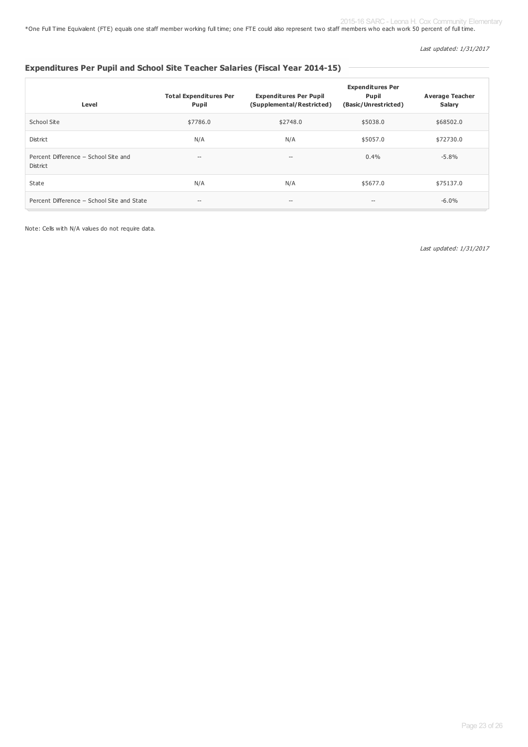*One Full Time Equivalent (FTE) equals one staff member working full time; one FTE could also represent two staff members who each work 50 percent of full time.

*Last updated: 1/31/2017*

## Expenditures Per Pupil and School Site Teacher Salaries (Fiscal Year 2014-15)

| Level | Total Expenditures Per Pupil | Expenditures Per Pupil (Supplemental/Restricted) | Expenditures Per Pupil (Basic/Unrestricted) | Average Teacher Salary |
|---|---|---|---|---|
| School Site | $7786.0 | $2748.0 | $5038.0 | $68502.0 |
| District | N/A | N/A | $5057.0 | $72730.0 |
| Percent Difference – School Site and District | -- | -- | 0.4% | -5.8% |
| State | N/A | N/A | $5677.0 | $75137.0 |
| Percent Difference – School Site and State | -- | -- | -- | -6.0% |

Note: Cells with N/A values do not require data.

*Last updated: 1/31/2017*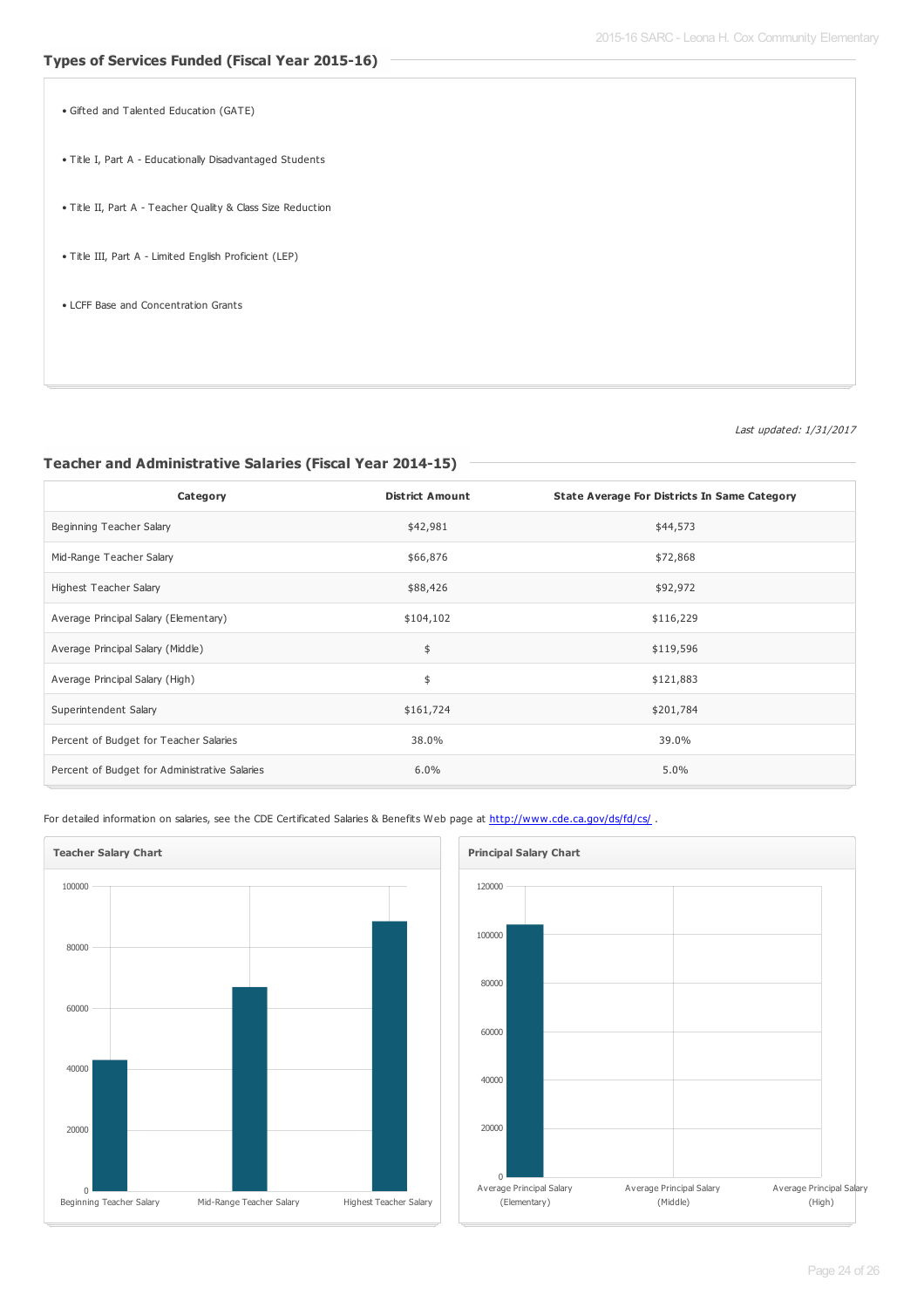## Types of Services Funded (Fiscal Year 2015-16)

- Gifted and Talented Education (GATE)
- Title I, Part A - Educationally Disadvantaged Students
- Title II, Part A - Teacher Quality & Class Size Reduction
- Title III, Part A - Limited English Proficient (LEP)
- LCFF Base and Concentration Grants

*Last updated: 1/31/2017*

## Teacher and Administrative Salaries (Fiscal Year 2014-15)

| Category | District Amount | State Average For Districts In Same Category |
|---|---|---|
| Beginning Teacher Salary | $42,981 | $44,573 |
| Mid-Range Teacher Salary | $66,876 | $72,868 |
| Highest Teacher Salary | $88,426 | $92,972 |
| Average Principal Salary (Elementary) | $104,102 | $116,229 |
| Average Principal Salary (Middle) | $ | $119,596 |
| Average Principal Salary (High) | $ | $121,883 |
| Superintendent Salary | $161,724 | $201,784 |
| Percent of Budget for Teacher Salaries | 38.0% | 39.0% |
| Percent of Budget for Administrative Salaries | 6.0% | 5.0% |

For detailed information on salaries, see the CDE Certificated Salaries & Benefits Web page at http://www.cde.ca.gov/ds/fd/cs/ .

**Teacher Salary Chart**

**Principal Salary Chart**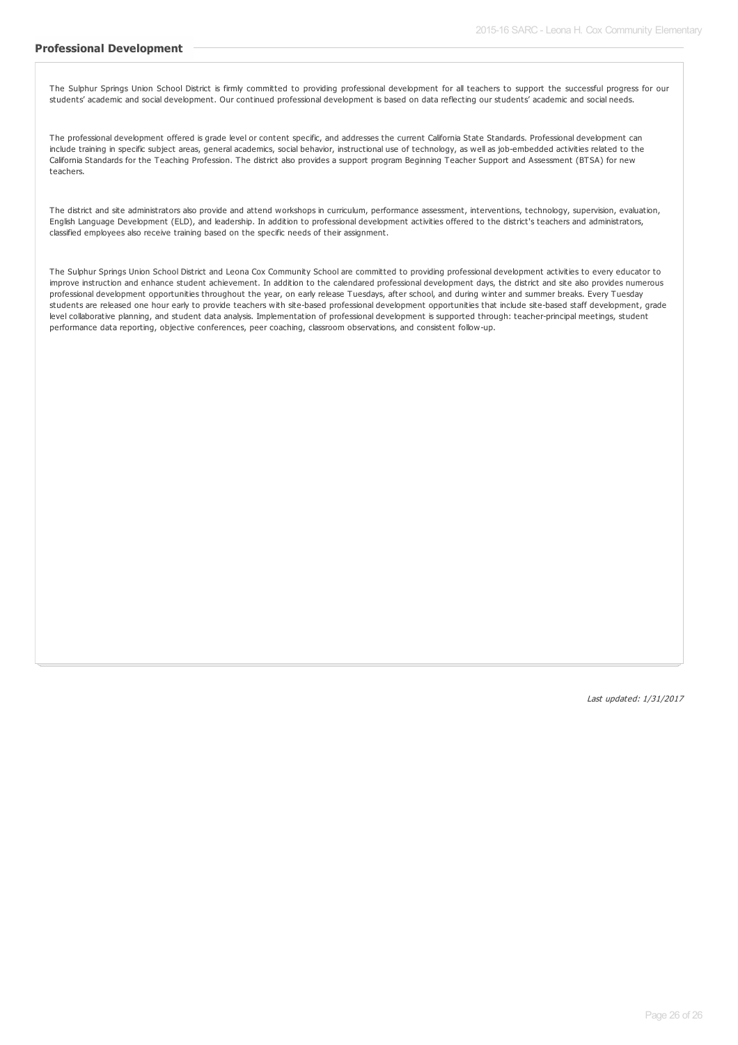## Professional Development

The Sulphur Springs Union School District is firmly committed to providing professional development for all teachers to support the successful progress for our students' academic and social development. Our continued professional development is based on data reflecting our students' academic and social needs.

The professional development offered is grade level or content specific, and addresses the current California State Standards. Professional development can include training in specific subject areas, general academics, social behavior, instructional use of technology, as well as job-embedded activities related to the California Standards for the Teaching Profession. The district also provides a support program Beginning Teacher Support and Assessment (BTSA) for new teachers.

The district and site administrators also provide and attend workshops in curriculum, performance assessment, interventions, technology, supervision, evaluation, English Language Development (ELD), and leadership. In addition to professional development activities offered to the district's teachers and administrators, classified employees also receive training based on the specific needs of their assignment.

The Sulphur Springs Union School District and Leona Cox Community School are committed to providing professional development activities to every educator to improve instruction and enhance student achievement. In addition to the calendared professional development days, the district and site also provides numerous professional development opportunities throughout the year, on early release Tuesdays, after school, and during winter and summer breaks. Every Tuesday students are released one hour early to provide teachers with site-based professional development opportunities that include site-based staff development, grade level collaborative planning, and student data analysis. Implementation of professional development is supported through: teacher-principal meetings, student performance data reporting, objective conferences, peer coaching, classroom observations, and consistent follow-up.

*Last updated: 1/31/2017*